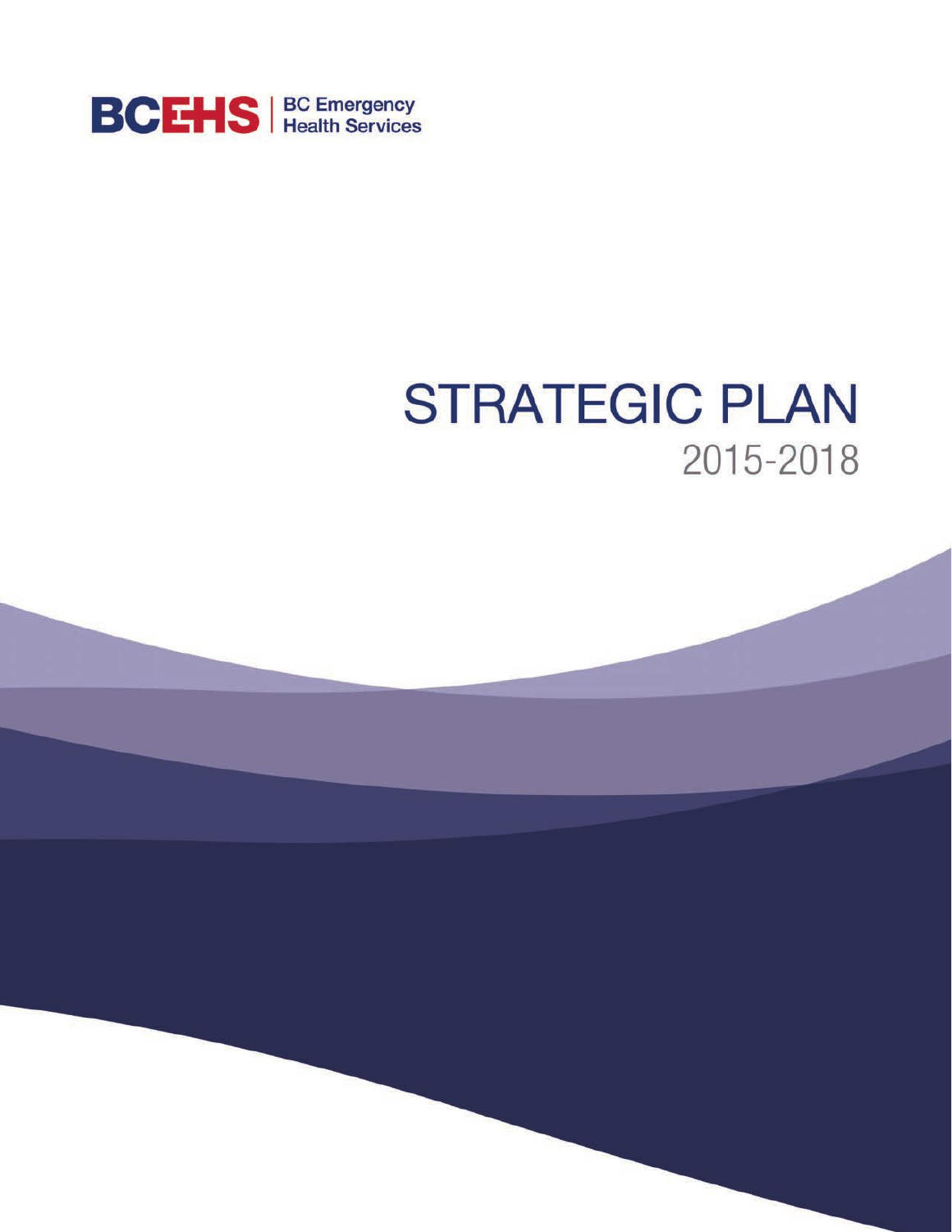BCEHS | BC Emergency Health Services

# STRATEGIC PLAN

2015-2018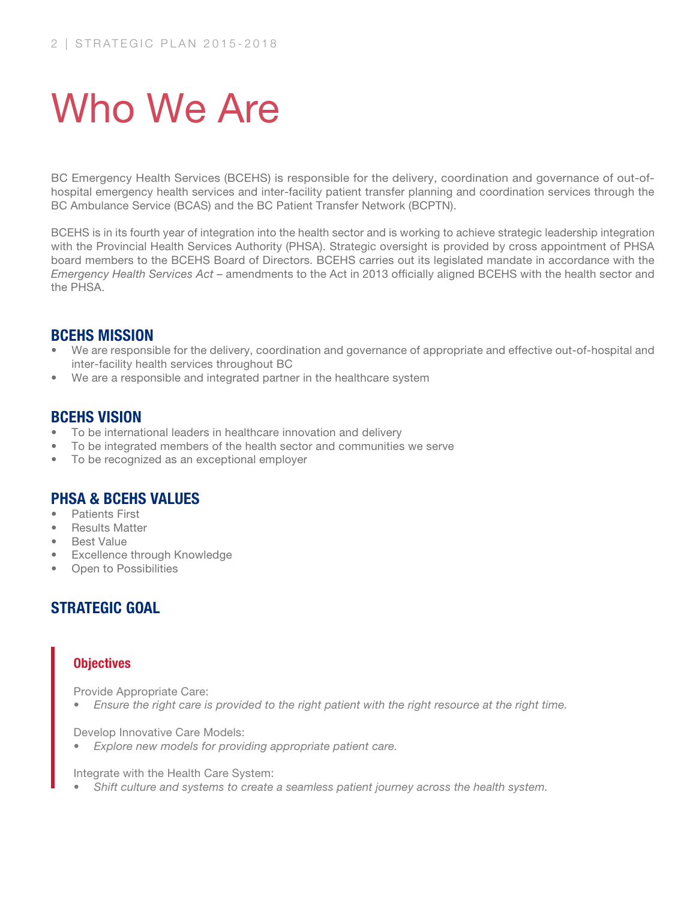# Who We Are

BC Emergency Health Services (BCEHS) is responsible for the delivery, coordination and governance of out-of-hospital emergency health services and inter-facility patient transfer planning and coordination services through the BC Ambulance Service (BCAS) and the BC Patient Transfer Network (BCPTN).

BCEHS is in its fourth year of integration into the health sector and is working to achieve strategic leadership integration with the Provincial Health Services Authority (PHSA). Strategic oversight is provided by cross appointment of PHSA board members to the BCEHS Board of Directors. BCEHS carries out its legislated mandate in accordance with the *Emergency Health Services Act* – amendments to the Act in 2013 officially aligned BCEHS with the health sector and the PHSA.

## BCEHS MISSION

- We are responsible for the delivery, coordination and governance of appropriate and effective out-of-hospital and inter-facility health services throughout BC
- We are a responsible and integrated partner in the healthcare system

## BCEHS VISION

- To be international leaders in healthcare innovation and delivery
- To be integrated members of the health sector and communities we serve
- To be recognized as an exceptional employer

## PHSA & BCEHS VALUES

- Patients First
- Results Matter
- Best Value
- Excellence through Knowledge
- Open to Possibilities

## STRATEGIC GOAL

### Objectives

Provide Appropriate Care:

- *Ensure the right care is provided to the right patient with the right resource at the right time.*

Develop Innovative Care Models:

- *Explore new models for providing appropriate patient care.*

Integrate with the Health Care System:

- *Shift culture and systems to create a seamless patient journey across the health system.*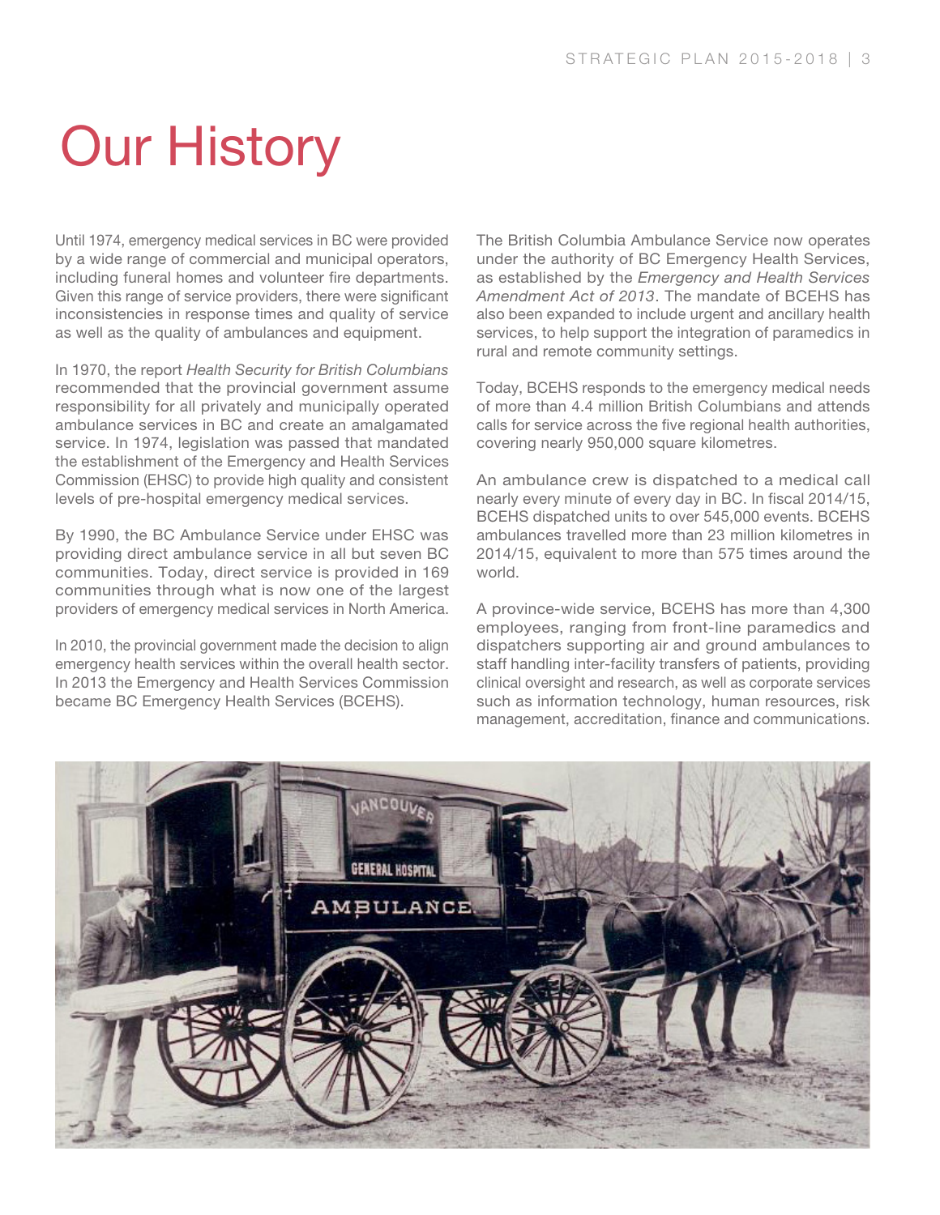# Our History

Until 1974, emergency medical services in BC were provided by a wide range of commercial and municipal operators, including funeral homes and volunteer fire departments. Given this range of service providers, there were significant inconsistencies in response times and quality of service as well as the quality of ambulances and equipment.

In 1970, the report *Health Security for British Columbians* recommended that the provincial government assume responsibility for all privately and municipally operated ambulance services in BC and create an amalgamated service. In 1974, legislation was passed that mandated the establishment of the Emergency and Health Services Commission (EHSC) to provide high quality and consistent levels of pre-hospital emergency medical services.

By 1990, the BC Ambulance Service under EHSC was providing direct ambulance service in all but seven BC communities. Today, direct service is provided in 169 communities through what is now one of the largest providers of emergency medical services in North America.

In 2010, the provincial government made the decision to align emergency health services within the overall health sector. In 2013 the Emergency and Health Services Commission became BC Emergency Health Services (BCEHS).

The British Columbia Ambulance Service now operates under the authority of BC Emergency Health Services, as established by the *Emergency and Health Services Amendment Act of 2013*. The mandate of BCEHS has also been expanded to include urgent and ancillary health services, to help support the integration of paramedics in rural and remote community settings.

Today, BCEHS responds to the emergency medical needs of more than 4.4 million British Columbians and attends calls for service across the five regional health authorities, covering nearly 950,000 square kilometres.

An ambulance crew is dispatched to a medical call nearly every minute of every day in BC. In fiscal 2014/15, BCEHS dispatched units to over 545,000 events. BCEHS ambulances travelled more than 23 million kilometres in 2014/15, equivalent to more than 575 times around the world.

A province-wide service, BCEHS has more than 4,300 employees, ranging from front-line paramedics and dispatchers supporting air and ground ambulances to staff handling inter-facility transfers of patients, providing clinical oversight and research, as well as corporate services such as information technology, human resources, risk management, accreditation, finance and communications.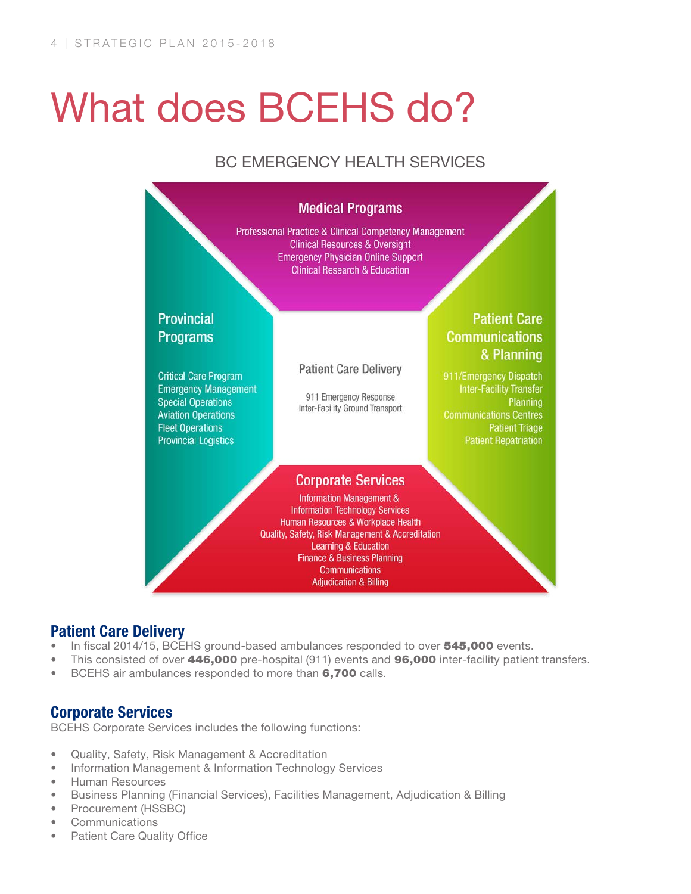# What does BCEHS do?

## BC EMERGENCY HEALTH SERVICES

### Medical Programs

Professional Practice & Clinical Competency Management
Clinical Resources & Oversight
Emergency Physician Online Support
Clinical Research & Education

### Provincial Programs

Critical Care Program
Emergency Management
Special Operations
Aviation Operations
Fleet Operations
Provincial Logistics

### Patient Care Delivery

911 Emergency Response
Inter-Facility Ground Transport

### Patient Care Communications & Planning

911/Emergency Dispatch
Inter-Facility Transfer
Planning
Communications Centres
Patient Triage
Patient Repatriation

### Corporate Services

Information Management & Information Technology Services
Human Resources & Workplace Health
Quality, Safety, Risk Management & Accreditation
Learning & Education
Finance & Business Planning
Communications
Adjudication & Billing

## Patient Care Delivery

- In fiscal 2014/15, BCEHS ground-based ambulances responded to over **545,000** events.
- This consisted of over **446,000** pre-hospital (911) events and **96,000** inter-facility patient transfers.
- BCEHS air ambulances responded to more than **6,700** calls.

## Corporate Services

BCEHS Corporate Services includes the following functions:

- Quality, Safety, Risk Management & Accreditation
- Information Management & Information Technology Services
- Human Resources
- Business Planning (Financial Services), Facilities Management, Adjudication & Billing
- Procurement (HSSBC)
- Communications
- Patient Care Quality Office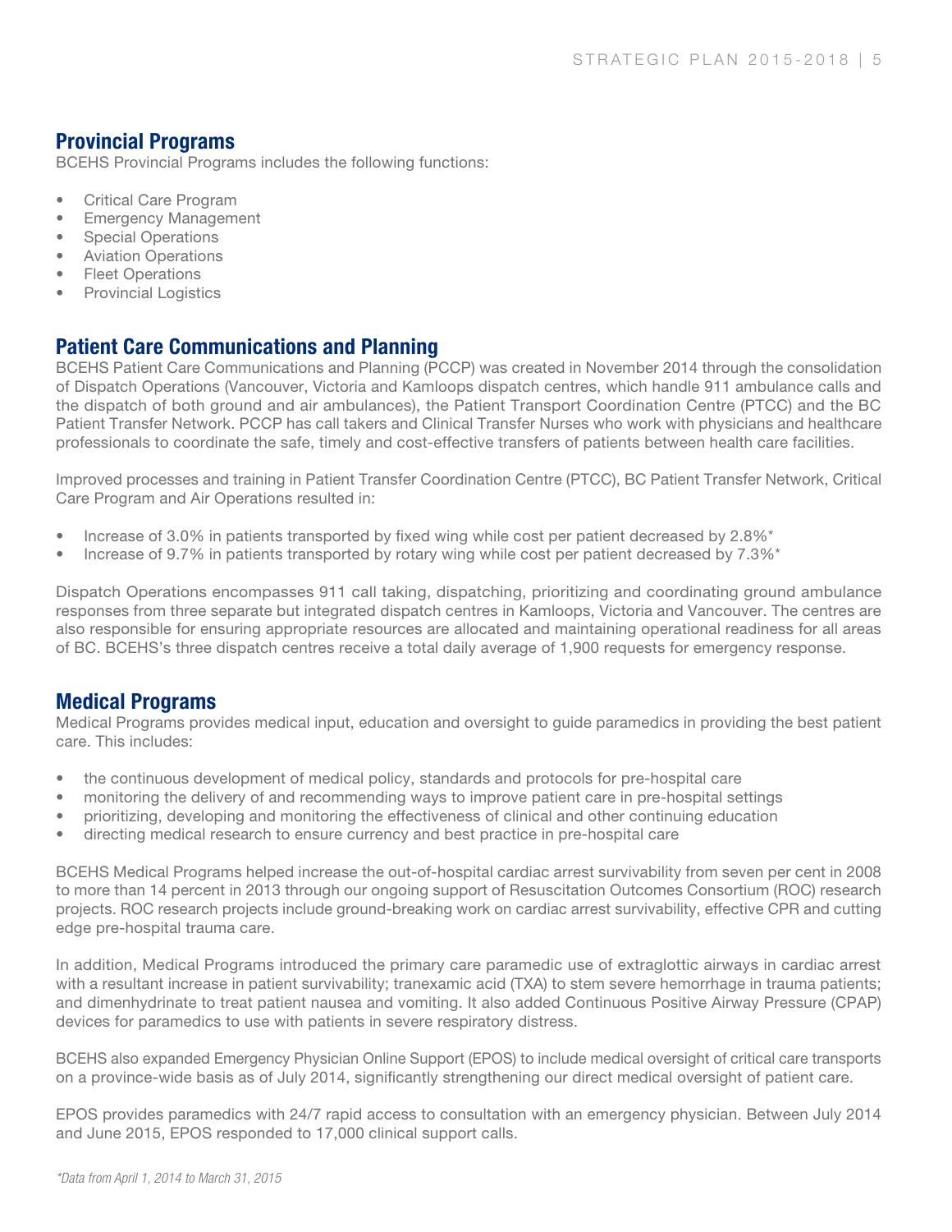## Provincial Programs

BCEHS Provincial Programs includes the following functions:

- Critical Care Program
- Emergency Management
- Special Operations
- Aviation Operations
- Fleet Operations
- Provincial Logistics

## Patient Care Communications and Planning

BCEHS Patient Care Communications and Planning (PCCP) was created in November 2014 through the consolidation of Dispatch Operations (Vancouver, Victoria and Kamloops dispatch centres, which handle 911 ambulance calls and the dispatch of both ground and air ambulances), the Patient Transport Coordination Centre (PTCC) and the BC Patient Transfer Network. PCCP has call takers and Clinical Transfer Nurses who work with physicians and healthcare professionals to coordinate the safe, timely and cost-effective transfers of patients between health care facilities.

Improved processes and training in Patient Transfer Coordination Centre (PTCC), BC Patient Transfer Network, Critical Care Program and Air Operations resulted in:

- Increase of 3.0% in patients transported by fixed wing while cost per patient decreased by 2.8%*
- Increase of 9.7% in patients transported by rotary wing while cost per patient decreased by 7.3%*

Dispatch Operations encompasses 911 call taking, dispatching, prioritizing and coordinating ground ambulance responses from three separate but integrated dispatch centres in Kamloops, Victoria and Vancouver. The centres are also responsible for ensuring appropriate resources are allocated and maintaining operational readiness for all areas of BC. BCEHS's three dispatch centres receive a total daily average of 1,900 requests for emergency response.

## Medical Programs

Medical Programs provides medical input, education and oversight to guide paramedics in providing the best patient care. This includes:

- the continuous development of medical policy, standards and protocols for pre-hospital care
- monitoring the delivery of and recommending ways to improve patient care in pre-hospital settings
- prioritizing, developing and monitoring the effectiveness of clinical and other continuing education
- directing medical research to ensure currency and best practice in pre-hospital care

BCEHS Medical Programs helped increase the out-of-hospital cardiac arrest survivability from seven per cent in 2008 to more than 14 percent in 2013 through our ongoing support of Resuscitation Outcomes Consortium (ROC) research projects. ROC research projects include ground-breaking work on cardiac arrest survivability, effective CPR and cutting edge pre-hospital trauma care.

In addition, Medical Programs introduced the primary care paramedic use of extraglottic airways in cardiac arrest with a resultant increase in patient survivability; tranexamic acid (TXA) to stem severe hemorrhage in trauma patients; and dimenhydrinate to treat patient nausea and vomiting. It also added Continuous Positive Airway Pressure (CPAP) devices for paramedics to use with patients in severe respiratory distress.

BCEHS also expanded Emergency Physician Online Support (EPOS) to include medical oversight of critical care transports on a province-wide basis as of July 2014, significantly strengthening our direct medical oversight of patient care.

EPOS provides paramedics with 24/7 rapid access to consultation with an emergency physician. Between July 2014 and June 2015, EPOS responded to 17,000 clinical support calls.

*\*Data from April 1, 2014 to March 31, 2015*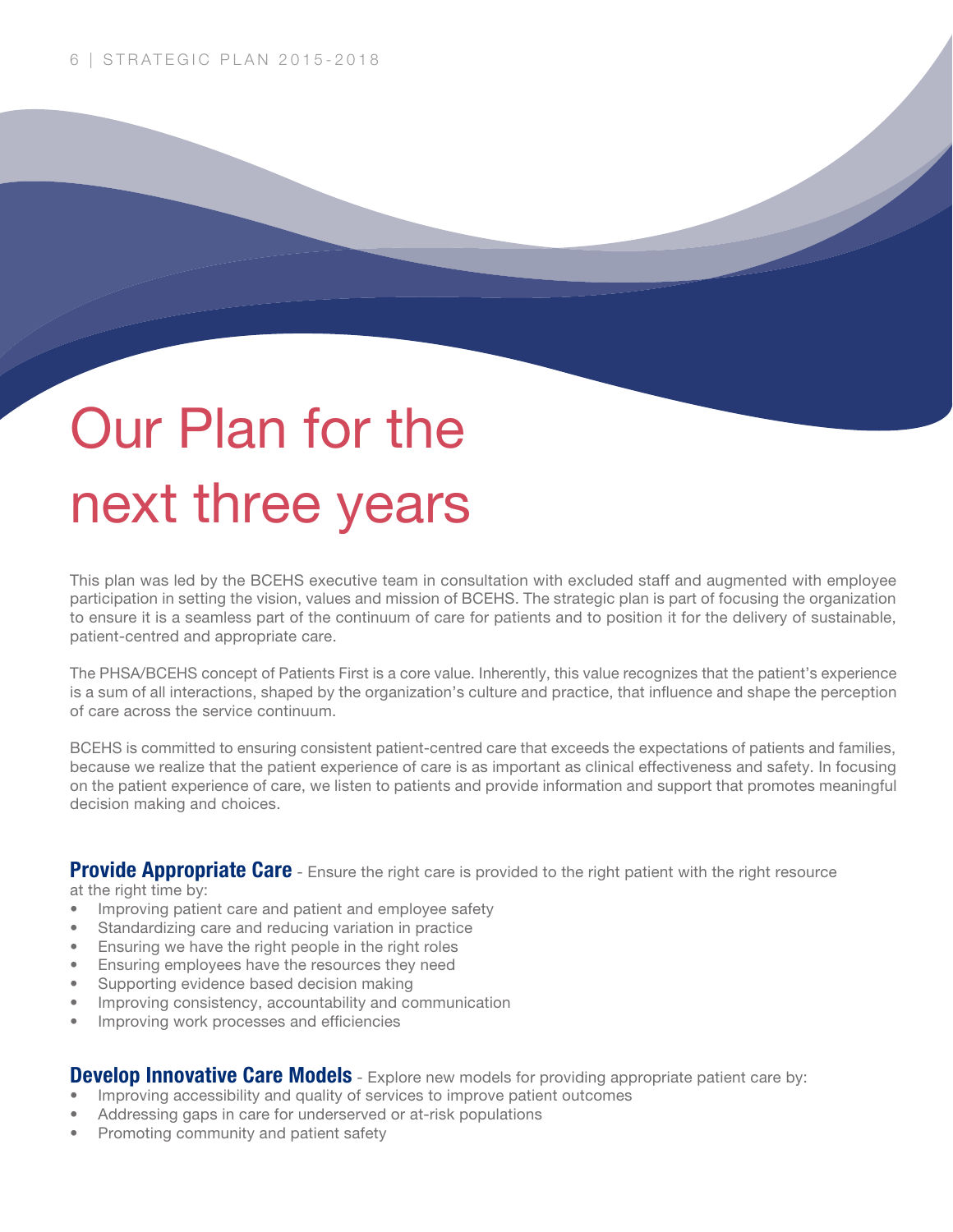# Our Plan for the next three years

This plan was led by the BCEHS executive team in consultation with excluded staff and augmented with employee participation in setting the vision, values and mission of BCEHS. The strategic plan is part of focusing the organization to ensure it is a seamless part of the continuum of care for patients and to position it for the delivery of sustainable, patient-centred and appropriate care.

The PHSA/BCEHS concept of Patients First is a core value. Inherently, this value recognizes that the patient's experience is a sum of all interactions, shaped by the organization's culture and practice, that influence and shape the perception of care across the service continuum.

BCEHS is committed to ensuring consistent patient-centred care that exceeds the expectations of patients and families, because we realize that the patient experience of care is as important as clinical effectiveness and safety. In focusing on the patient experience of care, we listen to patients and provide information and support that promotes meaningful decision making and choices.

**Provide Appropriate Care** - Ensure the right care is provided to the right patient with the right resource at the right time by:

- Improving patient care and patient and employee safety
- Standardizing care and reducing variation in practice
- Ensuring we have the right people in the right roles
- Ensuring employees have the resources they need
- Supporting evidence based decision making
- Improving consistency, accountability and communication
- Improving work processes and efficiencies

**Develop Innovative Care Models** - Explore new models for providing appropriate patient care by:

- Improving accessibility and quality of services to improve patient outcomes
- Addressing gaps in care for underserved or at-risk populations
- Promoting community and patient safety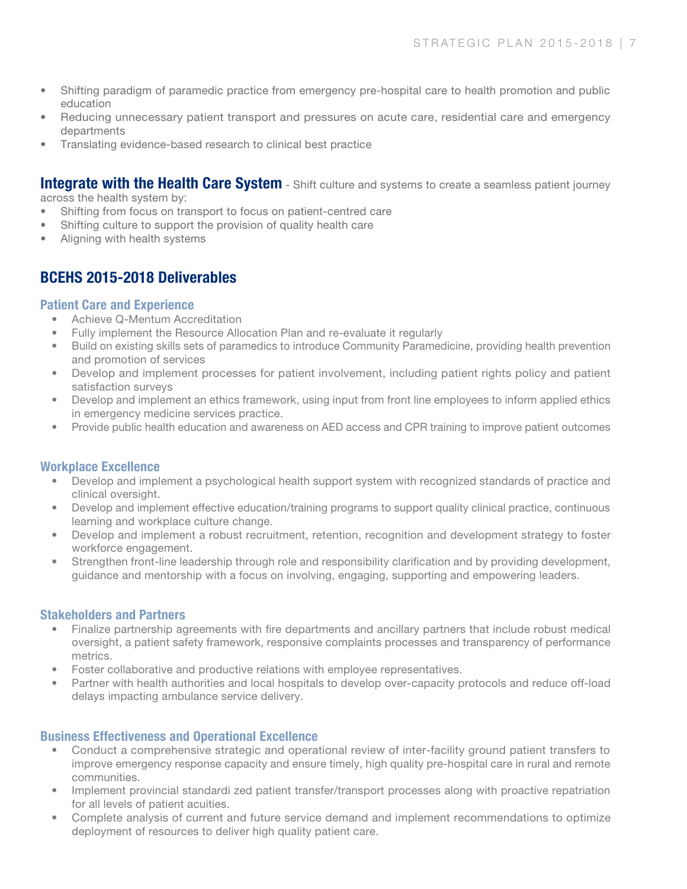- Shifting paradigm of paramedic practice from emergency pre-hospital care to health promotion and public education
- Reducing unnecessary patient transport and pressures on acute care, residential care and emergency departments
- Translating evidence-based research to clinical best practice

**Integrate with the Health Care System** - Shift culture and systems to create a seamless patient journey across the health system by:

- Shifting from focus on transport to focus on patient-centred care
- Shifting culture to support the provision of quality health care
- Aligning with health systems

## BCEHS 2015-2018 Deliverables

### Patient Care and Experience

- Achieve Q-Mentum Accreditation
- Fully implement the Resource Allocation Plan and re-evaluate it regularly
- Build on existing skills sets of paramedics to introduce Community Paramedicine, providing health prevention and promotion of services
- Develop and implement processes for patient involvement, including patient rights policy and patient satisfaction surveys
- Develop and implement an ethics framework, using input from front line employees to inform applied ethics in emergency medicine services practice.
- Provide public health education and awareness on AED access and CPR training to improve patient outcomes

### Workplace Excellence

- Develop and implement a psychological health support system with recognized standards of practice and clinical oversight.
- Develop and implement effective education/training programs to support quality clinical practice, continuous learning and workplace culture change.
- Develop and implement a robust recruitment, retention, recognition and development strategy to foster workforce engagement.
- Strengthen front-line leadership through role and responsibility clarification and by providing development, guidance and mentorship with a focus on involving, engaging, supporting and empowering leaders.

### Stakeholders and Partners

- Finalize partnership agreements with fire departments and ancillary partners that include robust medical oversight, a patient safety framework, responsive complaints processes and transparency of performance metrics.
- Foster collaborative and productive relations with employee representatives.
- Partner with health authorities and local hospitals to develop over-capacity protocols and reduce off-load delays impacting ambulance service delivery.

### Business Effectiveness and Operational Excellence

- Conduct a comprehensive strategic and operational review of inter-facility ground patient transfers to improve emergency response capacity and ensure timely, high quality pre-hospital care in rural and remote communities.
- Implement provincial standardi zed patient transfer/transport processes along with proactive repatriation for all levels of patient acuities.
- Complete analysis of current and future service demand and implement recommendations to optimize deployment of resources to deliver high quality patient care.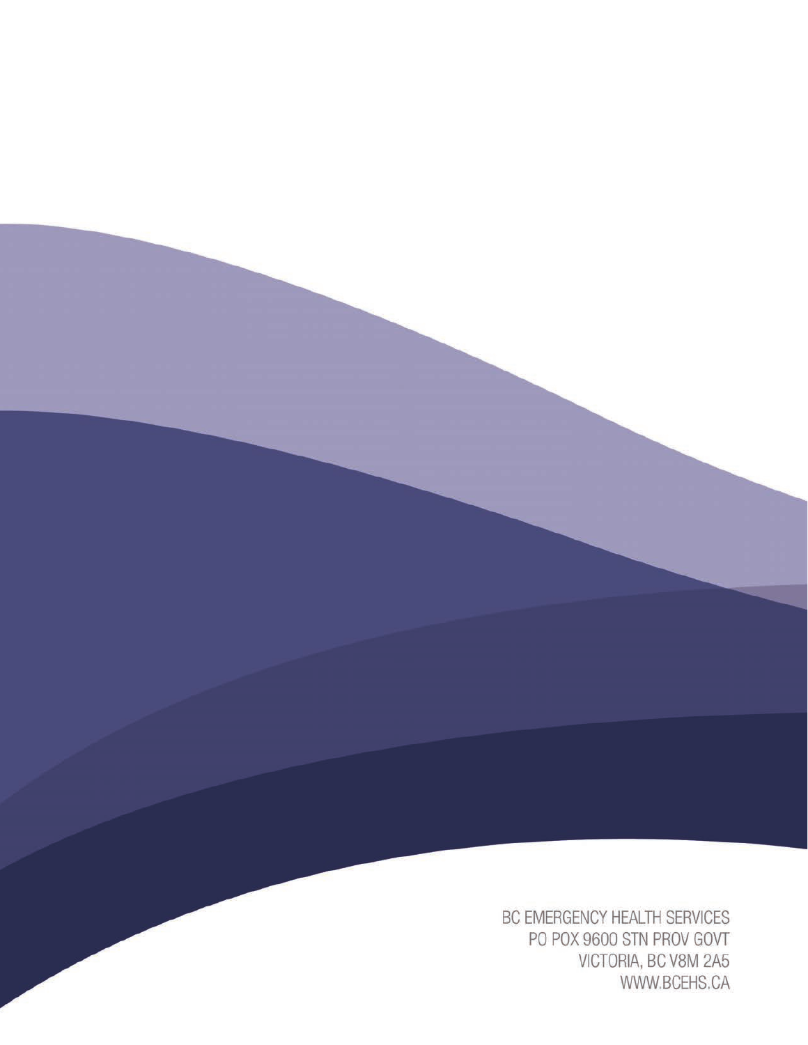BC EMERGENCY HEALTH SERVICES
PO POX 9600 STN PROV GOVT
VICTORIA, BC V8M 2A5
WWW.BCEHS.CA